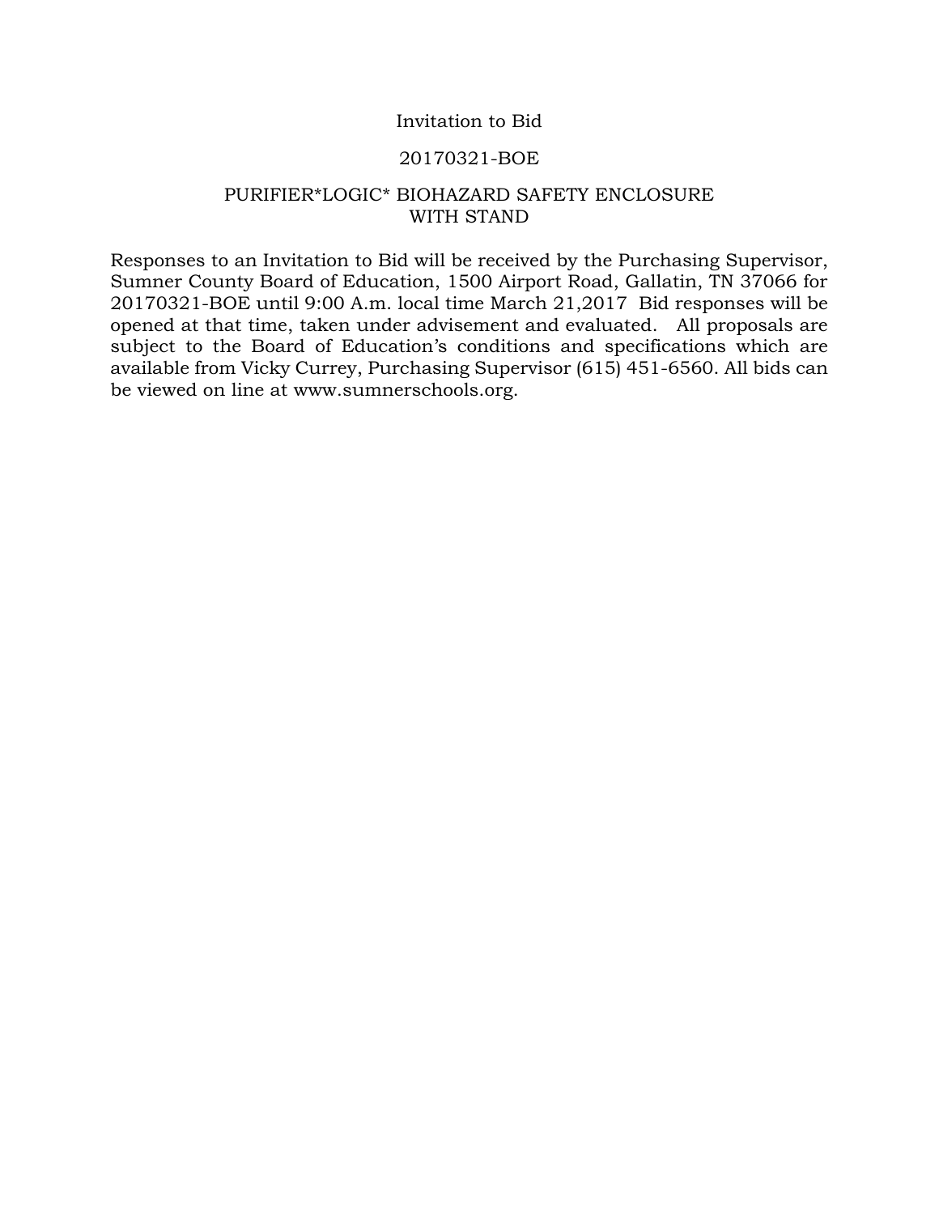# Invitation to Bid

## 20170321-BOE

## PURIFIER*LOGIC* BIOHAZARD SAFETY ENCLOSURE WITH STAND

Responses to an Invitation to Bid will be received by the Purchasing Supervisor, Sumner County Board of Education, 1500 Airport Road, Gallatin, TN 37066 for 20170321-BOE until 9:00 A.m. local time March 21,2017 Bid responses will be opened at that time, taken under advisement and evaluated. All proposals are subject to the Board of Education's conditions and specifications which are available from Vicky Currey, Purchasing Supervisor (615) 451-6560. All bids can be viewed on line at www.sumnerschools.org.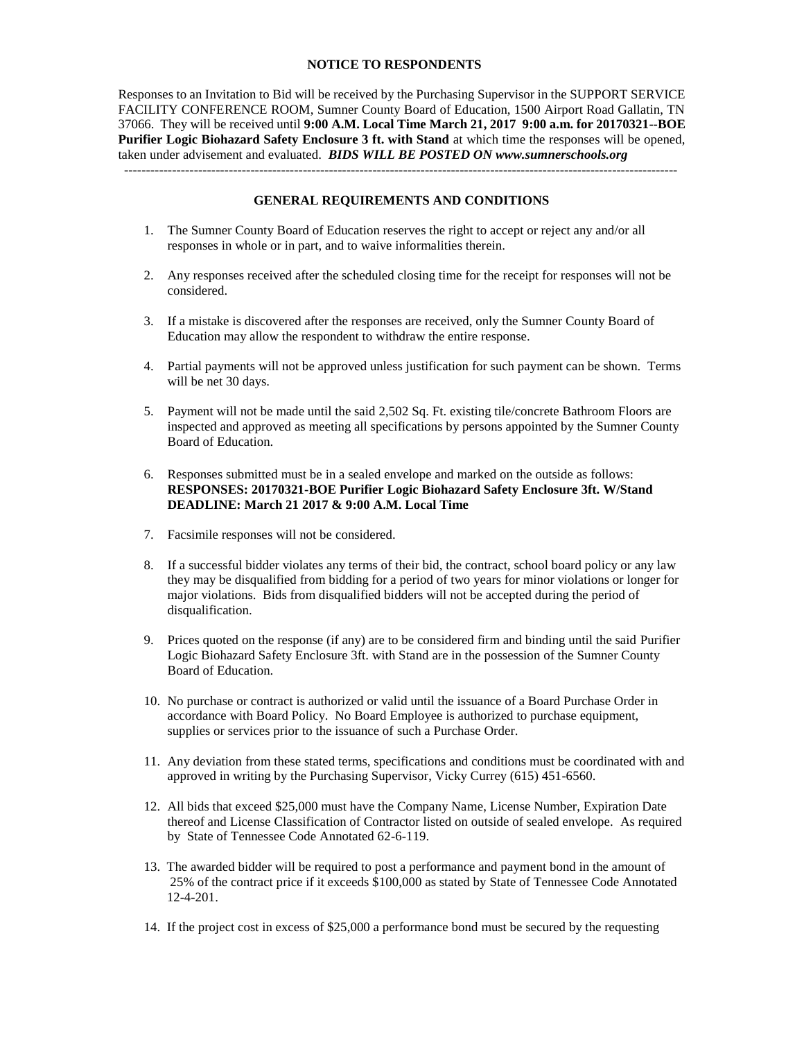## NOTICE TO RESPONDENTS

Responses to an Invitation to Bid will be received by the Purchasing Supervisor in the SUPPORT SERVICE FACILITY CONFERENCE ROOM, Sumner County Board of Education, 1500 Airport Road Gallatin, TN 37066. They will be received until **9:00 A.M. Local Time March 21, 2017 9:00 a.m. for 20170321--BOE Purifier Logic Biohazard Safety Enclosure 3 ft. with Stand** at which time the responses will be opened, taken under advisement and evaluated. ***BIDS WILL BE POSTED ON www.sumnerschools.org***

---

## GENERAL REQUIREMENTS AND CONDITIONS

1. The Sumner County Board of Education reserves the right to accept or reject any and/or all responses in whole or in part, and to waive informalities therein.

2. Any responses received after the scheduled closing time for the receipt for responses will not be considered.

3. If a mistake is discovered after the responses are received, only the Sumner County Board of Education may allow the respondent to withdraw the entire response.

4. Partial payments will not be approved unless justification for such payment can be shown. Terms will be net 30 days.

5. Payment will not be made until the said 2,502 Sq. Ft. existing tile/concrete Bathroom Floors are inspected and approved as meeting all specifications by persons appointed by the Sumner County Board of Education.

6. Responses submitted must be in a sealed envelope and marked on the outside as follows: **RESPONSES: 20170321-BOE Purifier Logic Biohazard Safety Enclosure 3ft. W/Stand DEADLINE: March 21 2017 & 9:00 A.M. Local Time**

7. Facsimile responses will not be considered.

8. If a successful bidder violates any terms of their bid, the contract, school board policy or any law they may be disqualified from bidding for a period of two years for minor violations or longer for major violations. Bids from disqualified bidders will not be accepted during the period of disqualification.

9. Prices quoted on the response (if any) are to be considered firm and binding until the said Purifier Logic Biohazard Safety Enclosure 3ft. with Stand are in the possession of the Sumner County Board of Education.

10. No purchase or contract is authorized or valid until the issuance of a Board Purchase Order in accordance with Board Policy. No Board Employee is authorized to purchase equipment, supplies or services prior to the issuance of such a Purchase Order.

11. Any deviation from these stated terms, specifications and conditions must be coordinated with and approved in writing by the Purchasing Supervisor, Vicky Currey (615) 451-6560.

12. All bids that exceed $25,000 must have the Company Name, License Number, Expiration Date thereof and License Classification of Contractor listed on outside of sealed envelope. As required by State of Tennessee Code Annotated 62-6-119.

13. The awarded bidder will be required to post a performance and payment bond in the amount of 25% of the contract price if it exceeds $100,000 as stated by State of Tennessee Code Annotated 12-4-201.

14. If the project cost in excess of $25,000 a performance bond must be secured by the requesting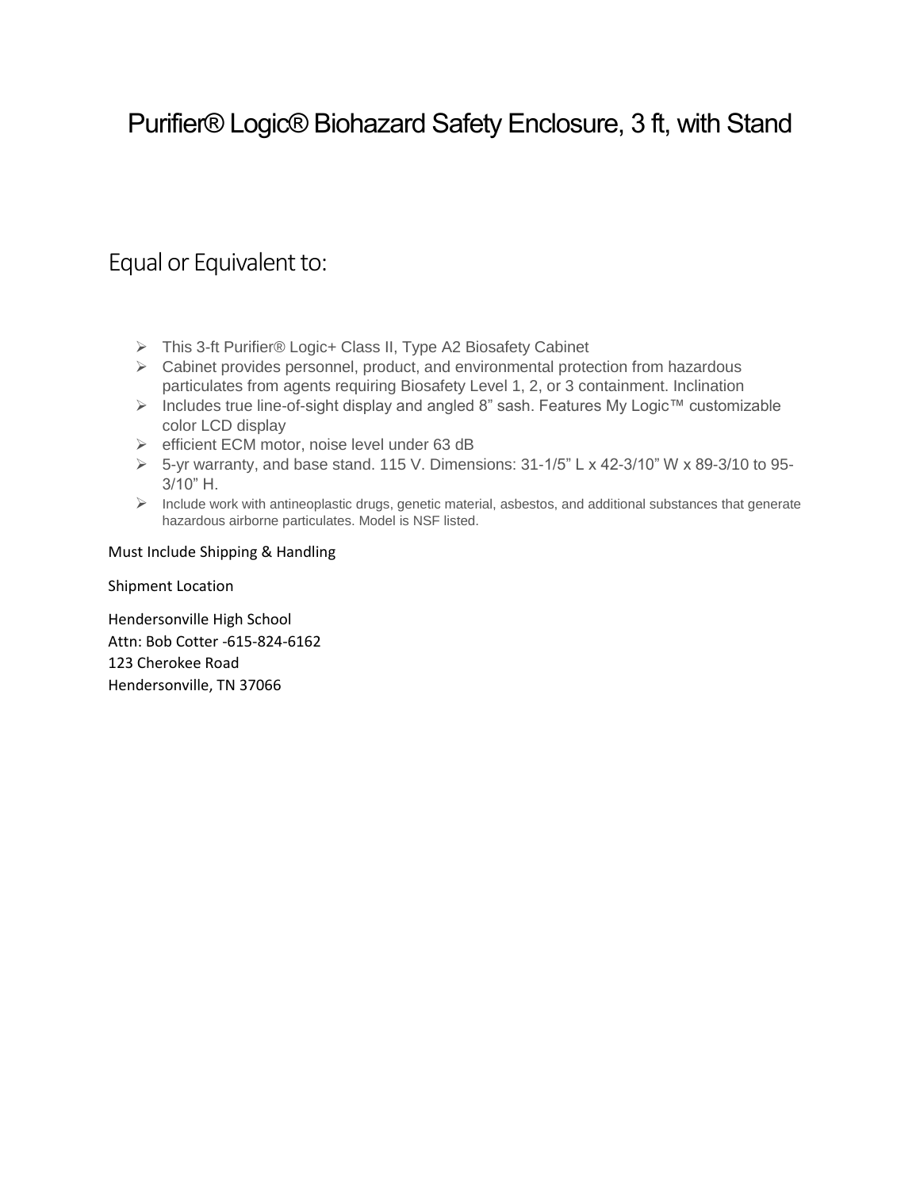# Purifier® Logic® Biohazard Safety Enclosure, 3 ft, with Stand

## Equal or Equivalent to:

- This 3-ft Purifier® Logic+ Class II, Type A2 Biosafety Cabinet
- Cabinet provides personnel, product, and environmental protection from hazardous particulates from agents requiring Biosafety Level 1, 2, or 3 containment. Inclination
- Includes true line-of-sight display and angled 8" sash. Features My Logic™ customizable color LCD display
- efficient ECM motor, noise level under 63 dB
- 5-yr warranty, and base stand. 115 V. Dimensions: 31-1/5" L x 42-3/10" W x 89-3/10 to 95-3/10" H.
- Include work with antineoplastic drugs, genetic material, asbestos, and additional substances that generate hazardous airborne particulates. Model is NSF listed.

Must Include Shipping & Handling

Shipment Location

Hendersonville High School
Attn: Bob Cotter -615-824-6162
123 Cherokee Road
Hendersonville, TN 37066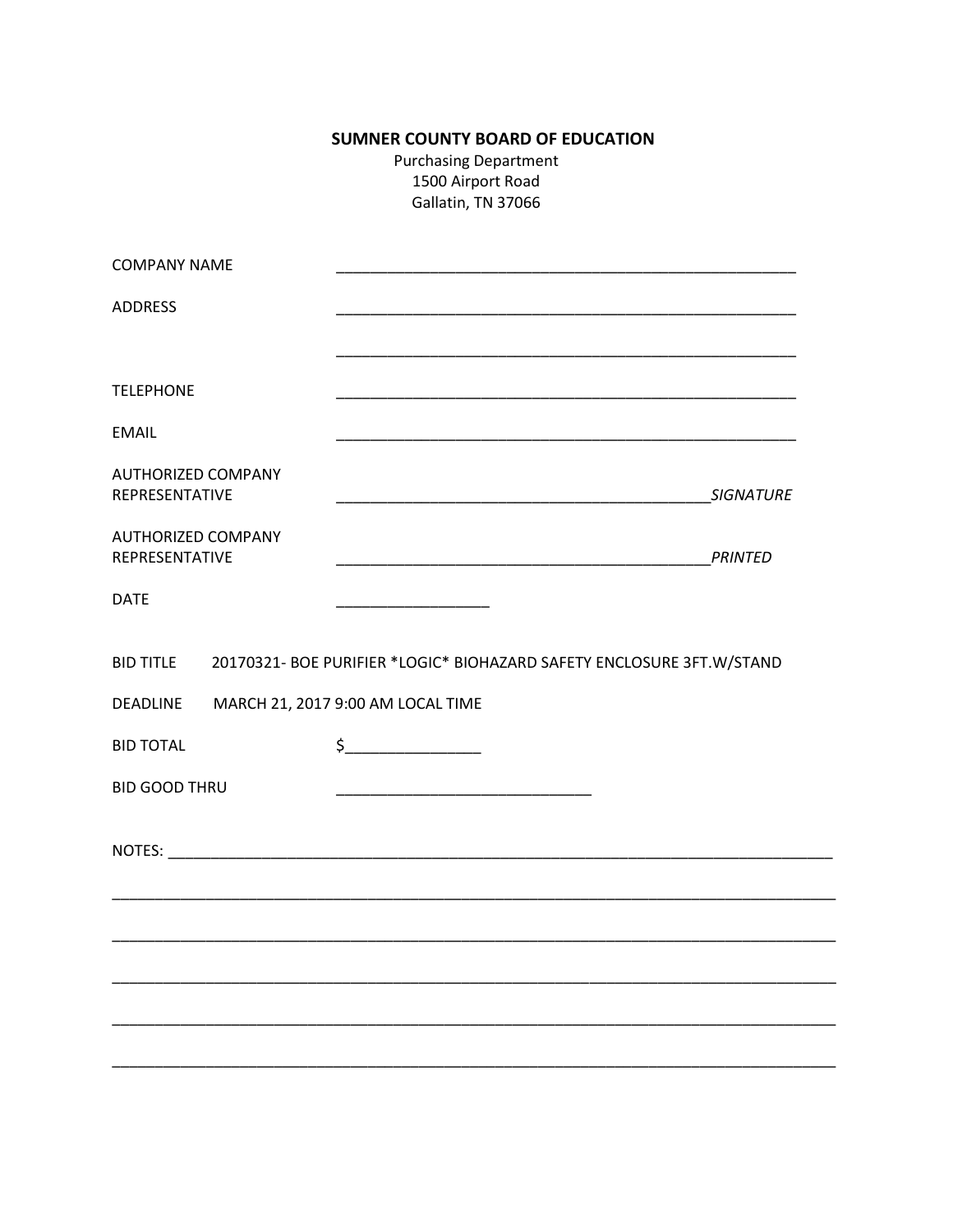**SUMNER COUNTY BOARD OF EDUCATION**

Purchasing Department
1500 Airport Road
Gallatin, TN 37066

COMPANY NAME _______________________________________________________

ADDRESS _______________________________________________________

_______________________________________________________

TELEPHONE _______________________________________________________

EMAIL _______________________________________________________

AUTHORIZED COMPANY REPRESENTATIVE _____________________________________________*SIGNATURE*

AUTHORIZED COMPANY REPRESENTATIVE _____________________________________________*PRINTED*

DATE ________________

BID TITLE 20170321- BOE PURIFIER *LOGIC* BIOHAZARD SAFETY ENCLOSURE 3FT.W/STAND

DEADLINE MARCH 21, 2017 9:00 AM LOCAL TIME

BID TOTAL $_______________

BID GOOD THRU ____________________________

NOTES: ___________________________________________________________________________

_______________________________________________________________________________

_______________________________________________________________________________

_______________________________________________________________________________

_______________________________________________________________________________

_______________________________________________________________________________